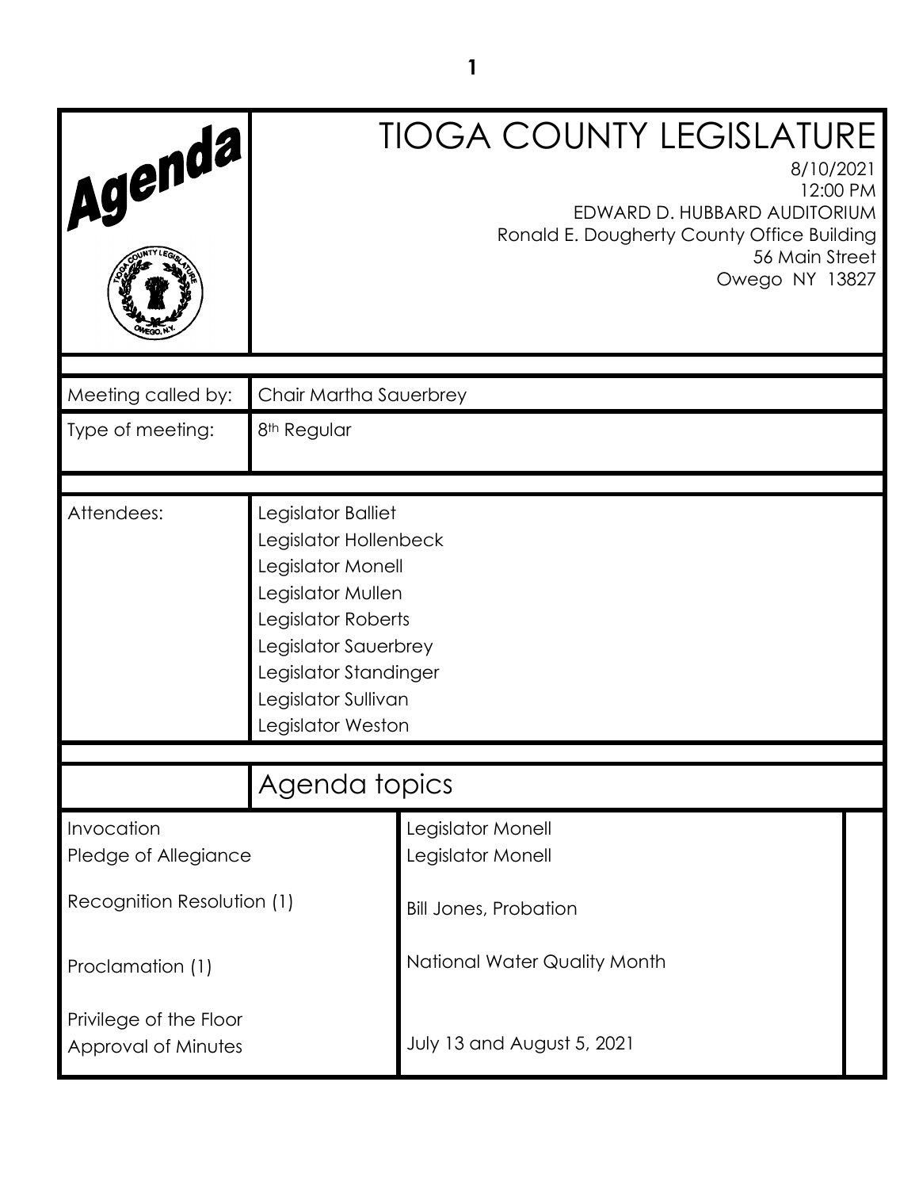# TIOGA COUNTY LEGISLATURE

8/10/2021
12:00 PM
EDWARD D. HUBBARD AUDITORIUM
Ronald E. Dougherty County Office Building
56 Main Street
Owego NY 13827

**Agenda**

| | |
|---|---|
| Meeting called by: | Chair Martha Sauerbrey |
| Type of meeting: | 8th Regular |
| Attendees: | Legislator Balliet<br>Legislator Hollenbeck<br>Legislator Monell<br>Legislator Mullen<br>Legislator Roberts<br>Legislator Sauerbrey<br>Legislator Standinger<br>Legislator Sullivan<br>Legislator Weston |

## Agenda topics

| | |
|---|---|
| Invocation | Legislator Monell |
| Pledge of Allegiance | Legislator Monell |
| Recognition Resolution (1) | Bill Jones, Probation |
| Proclamation (1) | National Water Quality Month |
| Privilege of the Floor | |
| Approval of Minutes | July 13 and August 5, 2021 |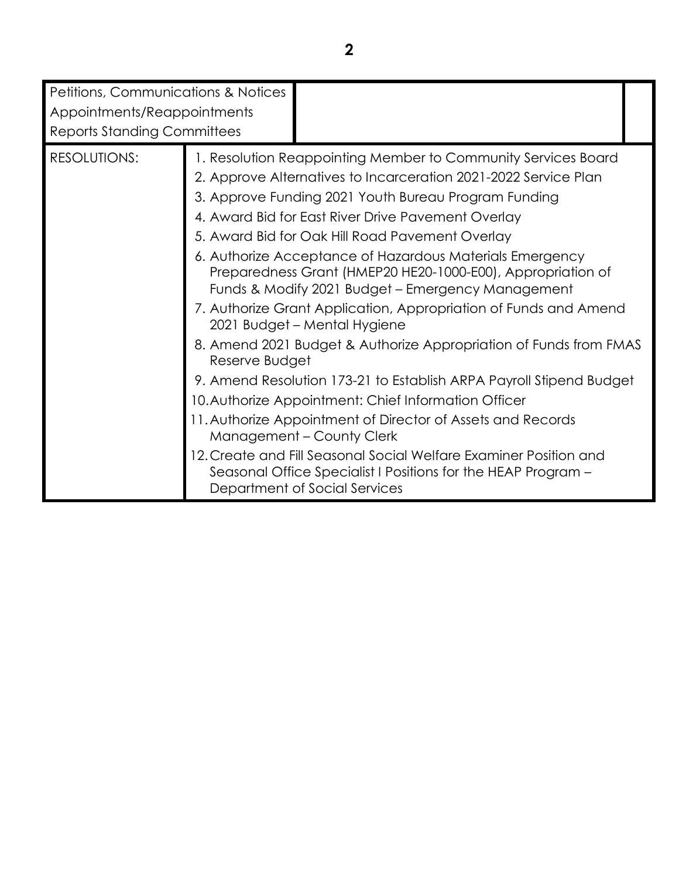| Petitions, Communications & Notices<br>Appointments/Reappointments<br>Reports Standing Committees | | |
|---|---|---|
| RESOLUTIONS: | 1. Resolution Reappointing Member to Community Services Board<br>2. Approve Alternatives to Incarceration 2021-2022 Service Plan<br>3. Approve Funding 2021 Youth Bureau Program Funding<br>4. Award Bid for East River Drive Pavement Overlay<br>5. Award Bid for Oak Hill Road Pavement Overlay<br>6. Authorize Acceptance of Hazardous Materials Emergency Preparedness Grant (HMEP20 HE20-1000-E00), Appropriation of Funds & Modify 2021 Budget – Emergency Management<br>7. Authorize Grant Application, Appropriation of Funds and Amend 2021 Budget – Mental Hygiene<br>8. Amend 2021 Budget & Authorize Appropriation of Funds from FMAS Reserve Budget<br>9. Amend Resolution 173-21 to Establish ARPA Payroll Stipend Budget<br>10. Authorize Appointment: Chief Information Officer<br>11. Authorize Appointment of Director of Assets and Records Management – County Clerk<br>12. Create and Fill Seasonal Social Welfare Examiner Position and Seasonal Office Specialist I Positions for the HEAP Program – Department of Social Services | |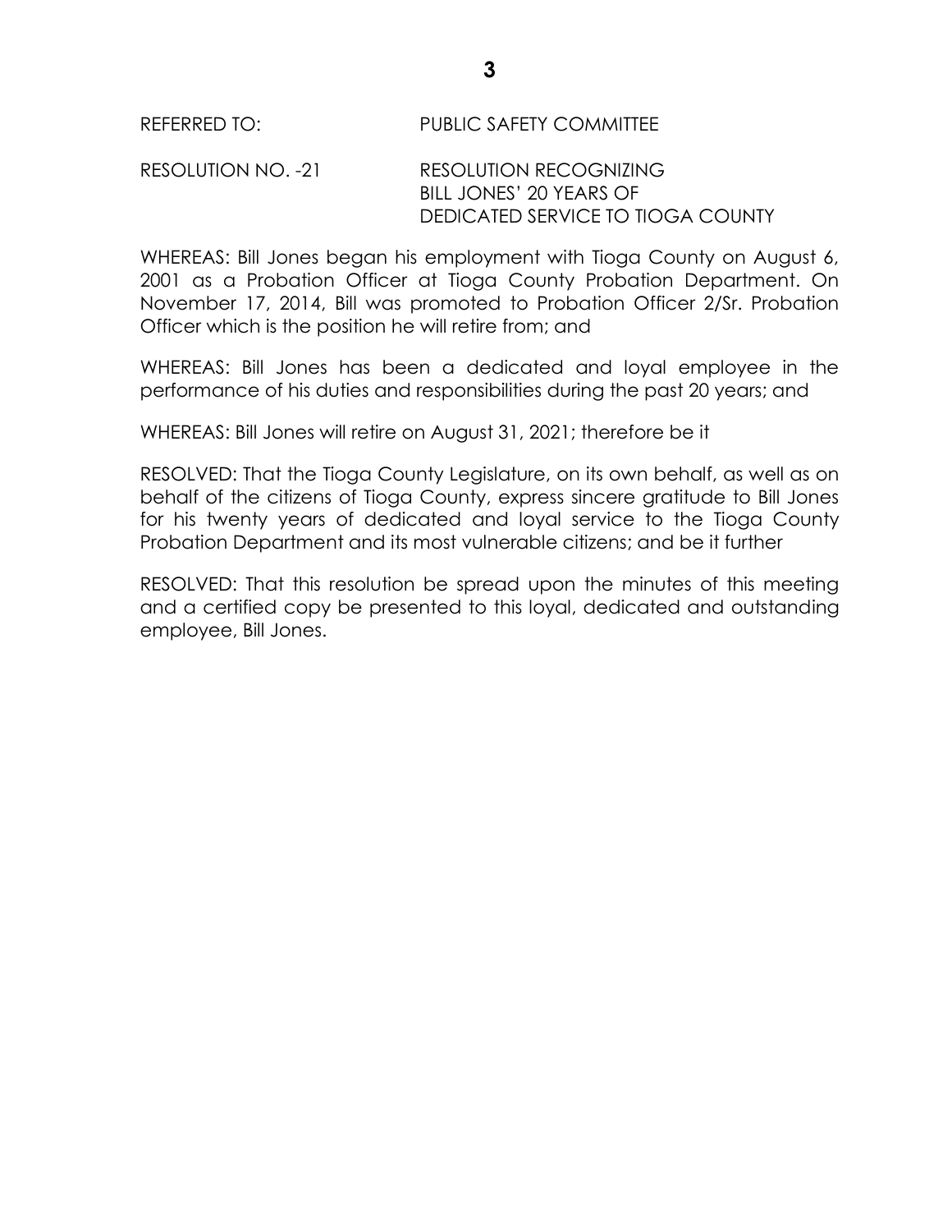REFERRED TO: PUBLIC SAFETY COMMITTEE

RESOLUTION NO. -21 RESOLUTION RECOGNIZING BILL JONES' 20 YEARS OF DEDICATED SERVICE TO TIOGA COUNTY

WHEREAS: Bill Jones began his employment with Tioga County on August 6, 2001 as a Probation Officer at Tioga County Probation Department. On November 17, 2014, Bill was promoted to Probation Officer 2/Sr. Probation Officer which is the position he will retire from; and

WHEREAS: Bill Jones has been a dedicated and loyal employee in the performance of his duties and responsibilities during the past 20 years; and

WHEREAS: Bill Jones will retire on August 31, 2021; therefore be it

RESOLVED: That the Tioga County Legislature, on its own behalf, as well as on behalf of the citizens of Tioga County, express sincere gratitude to Bill Jones for his twenty years of dedicated and loyal service to the Tioga County Probation Department and its most vulnerable citizens; and be it further

RESOLVED: That this resolution be spread upon the minutes of this meeting and a certified copy be presented to this loyal, dedicated and outstanding employee, Bill Jones.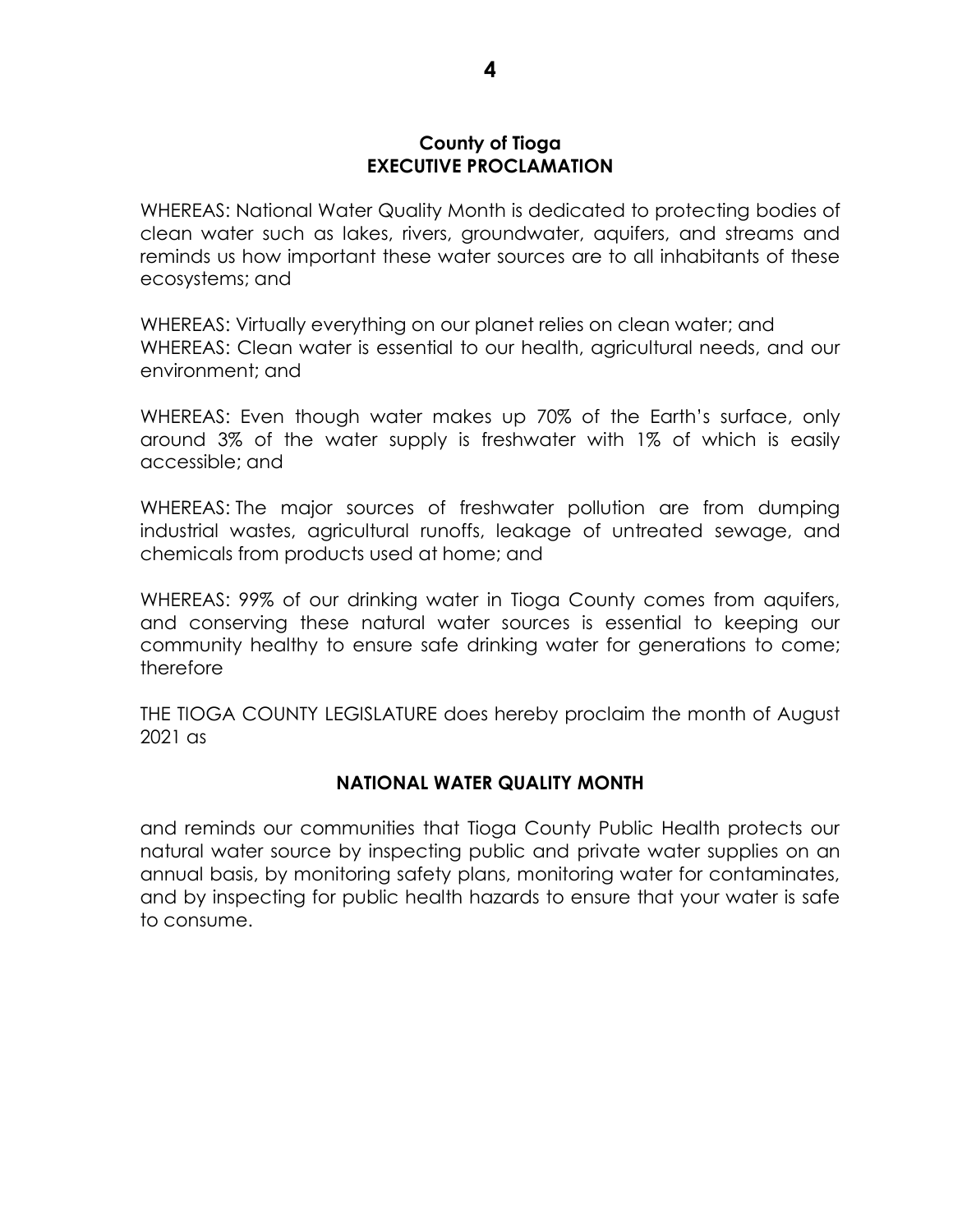**County of Tioga**
**EXECUTIVE PROCLAMATION**

WHEREAS: National Water Quality Month is dedicated to protecting bodies of clean water such as lakes, rivers, groundwater, aquifers, and streams and reminds us how important these water sources are to all inhabitants of these ecosystems; and

WHEREAS: Virtually everything on our planet relies on clean water; and
WHEREAS: Clean water is essential to our health, agricultural needs, and our environment; and

WHEREAS: Even though water makes up 70% of the Earth's surface, only around 3% of the water supply is freshwater with 1% of which is easily accessible; and

WHEREAS: The major sources of freshwater pollution are from dumping industrial wastes, agricultural runoffs, leakage of untreated sewage, and chemicals from products used at home; and

WHEREAS: 99% of our drinking water in Tioga County comes from aquifers, and conserving these natural water sources is essential to keeping our community healthy to ensure safe drinking water for generations to come; therefore

THE TIOGA COUNTY LEGISLATURE does hereby proclaim the month of August 2021 as

**NATIONAL WATER QUALITY MONTH**

and reminds our communities that Tioga County Public Health protects our natural water source by inspecting public and private water supplies on an annual basis, by monitoring safety plans, monitoring water for contaminates, and by inspecting for public health hazards to ensure that your water is safe to consume.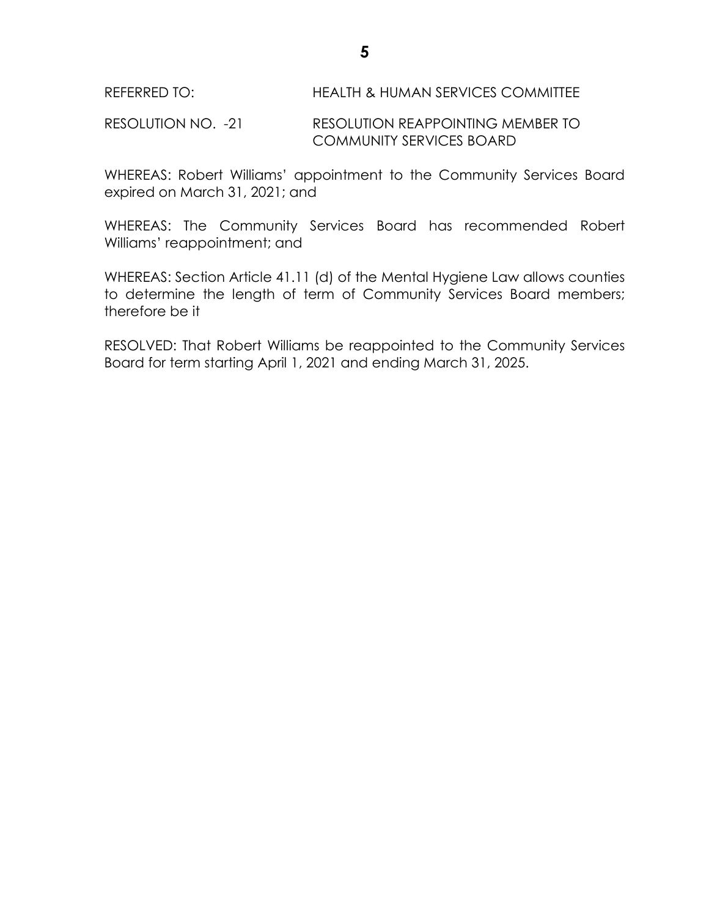REFERRED TO: HEALTH & HUMAN SERVICES COMMITTEE

RESOLUTION NO. -21 RESOLUTION REAPPOINTING MEMBER TO COMMUNITY SERVICES BOARD

WHEREAS: Robert Williams' appointment to the Community Services Board expired on March 31, 2021; and

WHEREAS: The Community Services Board has recommended Robert Williams' reappointment; and

WHEREAS: Section Article 41.11 (d) of the Mental Hygiene Law allows counties to determine the length of term of Community Services Board members; therefore be it

RESOLVED: That Robert Williams be reappointed to the Community Services Board for term starting April 1, 2021 and ending March 31, 2025.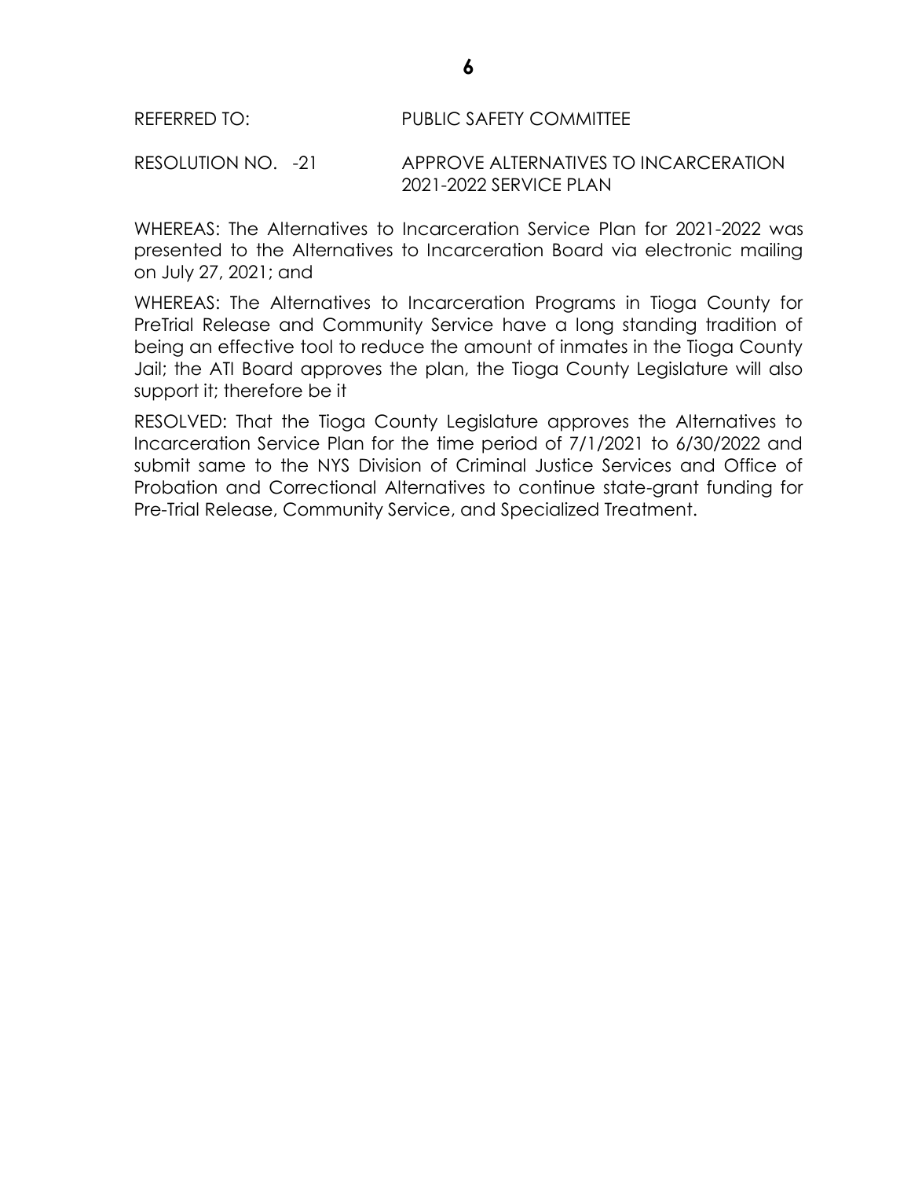REFERRED TO: PUBLIC SAFETY COMMITTEE

RESOLUTION NO. -21 APPROVE ALTERNATIVES TO INCARCERATION 2021-2022 SERVICE PLAN

WHEREAS: The Alternatives to Incarceration Service Plan for 2021-2022 was presented to the Alternatives to Incarceration Board via electronic mailing on July 27, 2021; and

WHEREAS: The Alternatives to Incarceration Programs in Tioga County for PreTrial Release and Community Service have a long standing tradition of being an effective tool to reduce the amount of inmates in the Tioga County Jail; the ATI Board approves the plan, the Tioga County Legislature will also support it; therefore be it

RESOLVED: That the Tioga County Legislature approves the Alternatives to Incarceration Service Plan for the time period of 7/1/2021 to 6/30/2022 and submit same to the NYS Division of Criminal Justice Services and Office of Probation and Correctional Alternatives to continue state-grant funding for Pre-Trial Release, Community Service, and Specialized Treatment.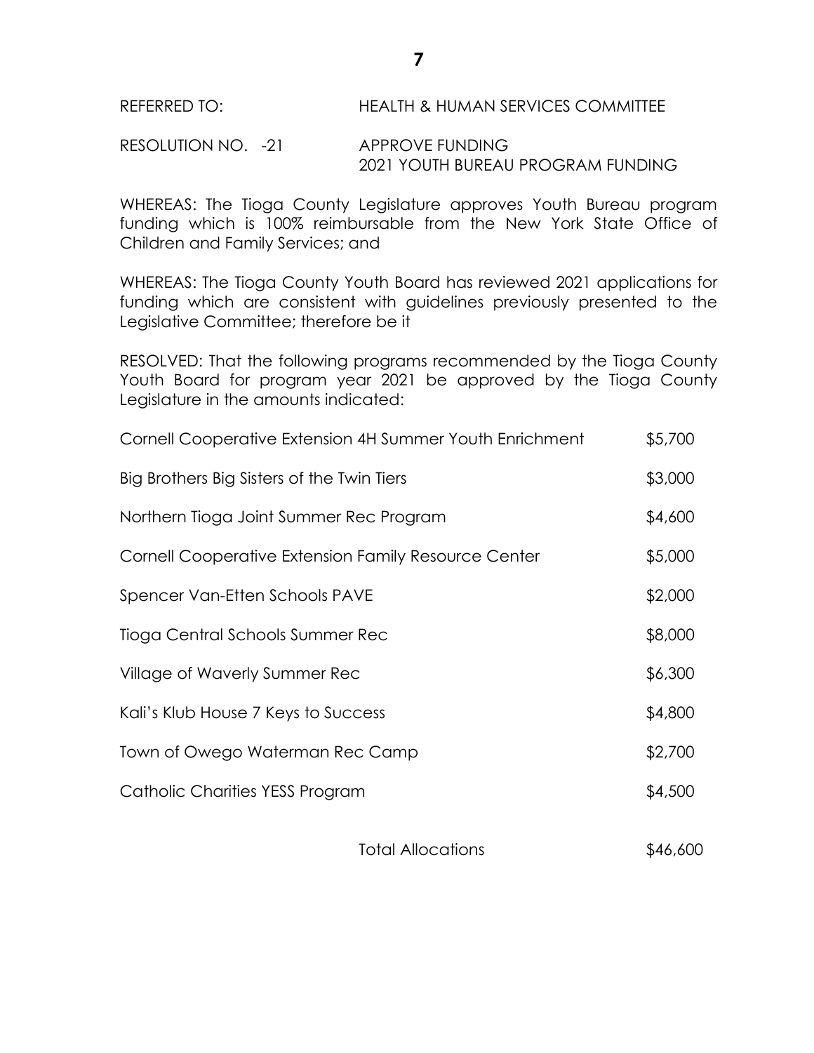REFERRED TO: HEALTH & HUMAN SERVICES COMMITTEE

RESOLUTION NO. -21 APPROVE FUNDING
2021 YOUTH BUREAU PROGRAM FUNDING

WHEREAS: The Tioga County Legislature approves Youth Bureau program funding which is 100% reimbursable from the New York State Office of Children and Family Services; and

WHEREAS: The Tioga County Youth Board has reviewed 2021 applications for funding which are consistent with guidelines previously presented to the Legislative Committee; therefore be it

RESOLVED: That the following programs recommended by the Tioga County Youth Board for program year 2021 be approved by the Tioga County Legislature in the amounts indicated:

| Program | Amount |
| --- | --- |
| Cornell Cooperative Extension 4H Summer Youth Enrichment | $5,700 |
| Big Brothers Big Sisters of the Twin Tiers | $3,000 |
| Northern Tioga Joint Summer Rec Program | $4,600 |
| Cornell Cooperative Extension Family Resource Center | $5,000 |
| Spencer Van-Etten Schools PAVE | $2,000 |
| Tioga Central Schools Summer Rec | $8,000 |
| Village of Waverly Summer Rec | $6,300 |
| Kali's Klub House 7 Keys to Success | $4,800 |
| Town of Owego Waterman Rec Camp | $2,700 |
| Catholic Charities YESS Program | $4,500 |
| Total Allocations | $46,600 |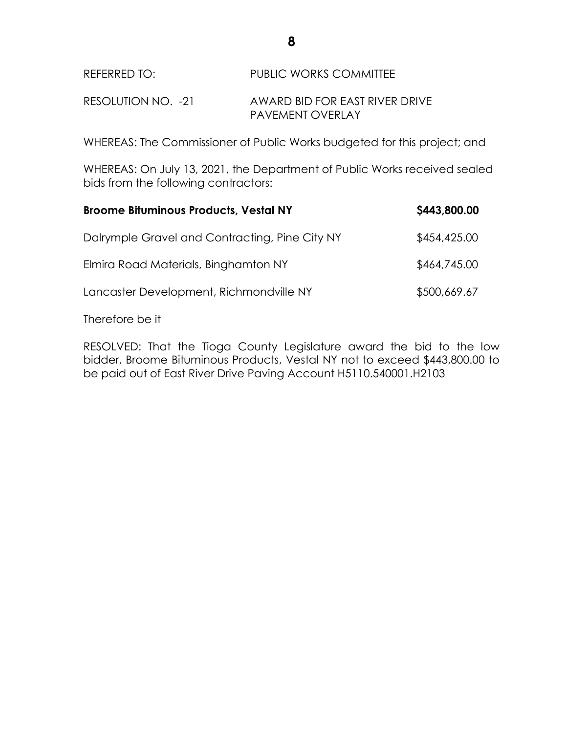REFERRED TO: PUBLIC WORKS COMMITTEE

RESOLUTION NO. -21 AWARD BID FOR EAST RIVER DRIVE PAVEMENT OVERLAY

WHEREAS: The Commissioner of Public Works budgeted for this project; and

WHEREAS: On July 13, 2021, the Department of Public Works received sealed bids from the following contractors:

| **Broome Bituminous Products, Vestal NY** | **$443,800.00** |
|---|---|
| Dalrymple Gravel and Contracting, Pine City NY | $454,425.00 |
| Elmira Road Materials, Binghamton NY | $464,745.00 |
| Lancaster Development, Richmondville NY | $500,669.67 |

Therefore be it

RESOLVED: That the Tioga County Legislature award the bid to the low bidder, Broome Bituminous Products, Vestal NY not to exceed $443,800.00 to be paid out of East River Drive Paving Account H5110.540001.H2103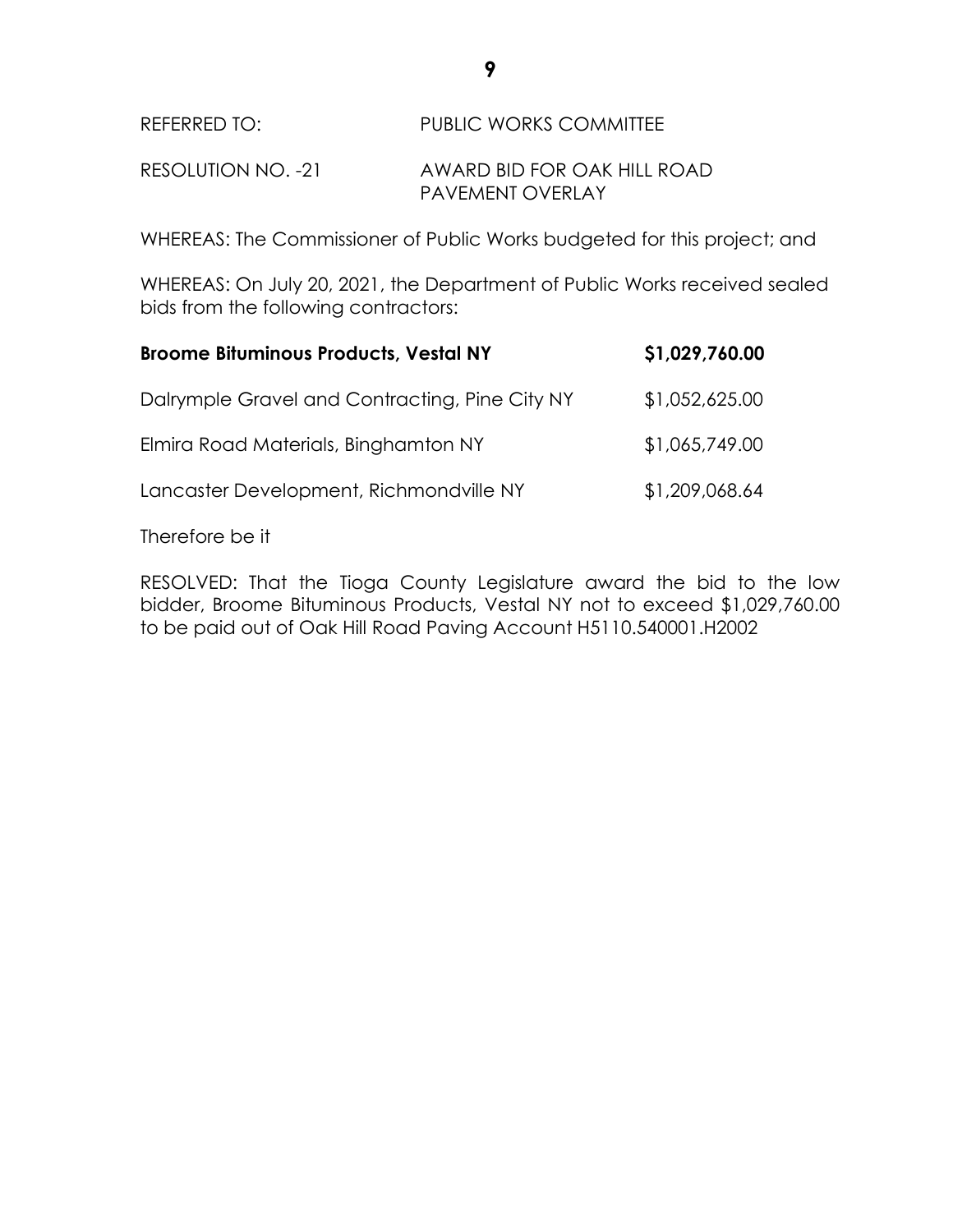REFERRED TO: PUBLIC WORKS COMMITTEE

RESOLUTION NO. -21 AWARD BID FOR OAK HILL ROAD PAVEMENT OVERLAY

WHEREAS: The Commissioner of Public Works budgeted for this project; and

WHEREAS: On July 20, 2021, the Department of Public Works received sealed bids from the following contractors:

| | |
|---|---|
| **Broome Bituminous Products, Vestal NY** | **$1,029,760.00** |
| Dalrymple Gravel and Contracting, Pine City NY | $1,052,625.00 |
| Elmira Road Materials, Binghamton NY | $1,065,749.00 |
| Lancaster Development, Richmondville NY | $1,209,068.64 |

Therefore be it

RESOLVED: That the Tioga County Legislature award the bid to the low bidder, Broome Bituminous Products, Vestal NY not to exceed $1,029,760.00 to be paid out of Oak Hill Road Paving Account H5110.540001.H2002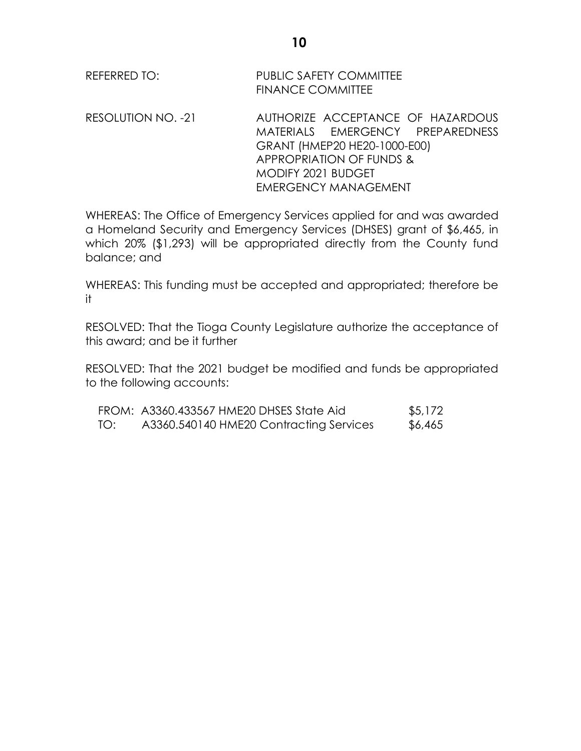REFERRED TO: PUBLIC SAFETY COMMITTEE
FINANCE COMMITTEE

RESOLUTION NO. -21 AUTHORIZE ACCEPTANCE OF HAZARDOUS MATERIALS EMERGENCY PREPAREDNESS GRANT (HMEP20 HE20-1000-E00)
APPROPRIATION OF FUNDS &
MODIFY 2021 BUDGET
EMERGENCY MANAGEMENT

WHEREAS: The Office of Emergency Services applied for and was awarded a Homeland Security and Emergency Services (DHSES) grant of $6,465, in which 20% ($1,293) will be appropriated directly from the County fund balance; and

WHEREAS: This funding must be accepted and appropriated; therefore be it

RESOLVED: That the Tioga County Legislature authorize the acceptance of this award; and be it further

RESOLVED: That the 2021 budget be modified and funds be appropriated to the following accounts:

| | | |
|---|---|---|
| FROM: | A3360.433567 HME20 DHSES State Aid | $5,172 |
| TO: | A3360.540140 HME20 Contracting Services | $6,465 |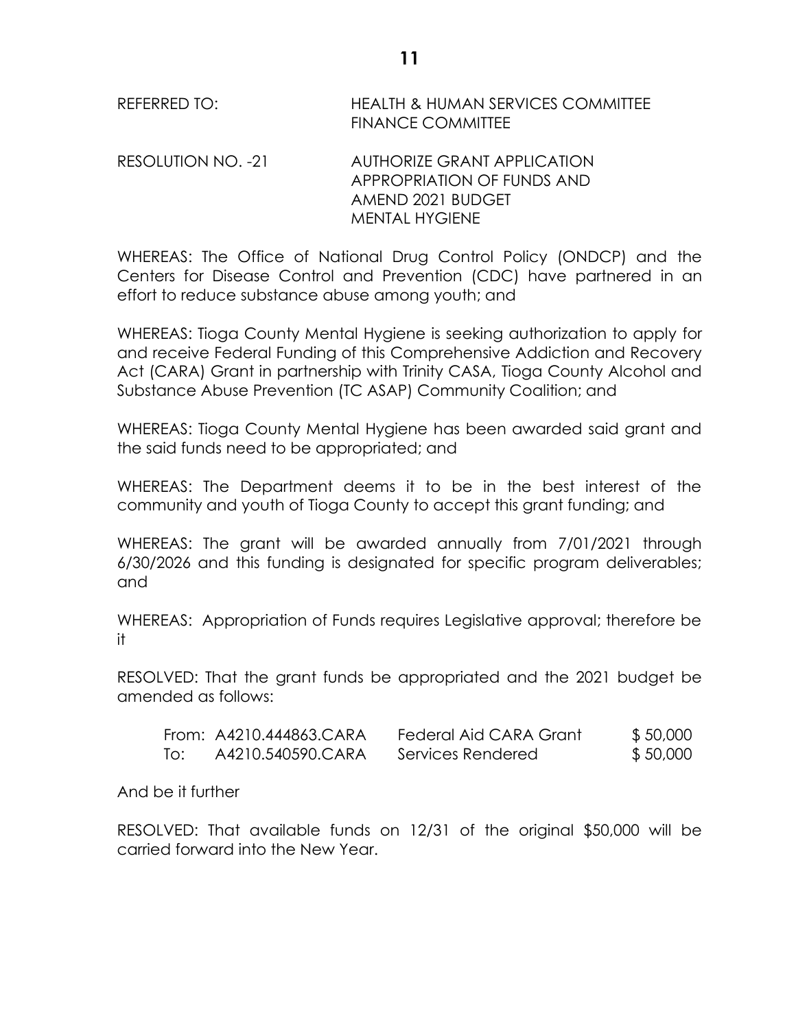REFERRED TO: HEALTH & HUMAN SERVICES COMMITTEE
FINANCE COMMITTEE

RESOLUTION NO. -21 AUTHORIZE GRANT APPLICATION
APPROPRIATION OF FUNDS AND
AMEND 2021 BUDGET
MENTAL HYGIENE

WHEREAS: The Office of National Drug Control Policy (ONDCP) and the Centers for Disease Control and Prevention (CDC) have partnered in an effort to reduce substance abuse among youth; and

WHEREAS: Tioga County Mental Hygiene is seeking authorization to apply for and receive Federal Funding of this Comprehensive Addiction and Recovery Act (CARA) Grant in partnership with Trinity CASA, Tioga County Alcohol and Substance Abuse Prevention (TC ASAP) Community Coalition; and

WHEREAS: Tioga County Mental Hygiene has been awarded said grant and the said funds need to be appropriated; and

WHEREAS: The Department deems it to be in the best interest of the community and youth of Tioga County to accept this grant funding; and

WHEREAS: The grant will be awarded annually from 7/01/2021 through 6/30/2026 and this funding is designated for specific program deliverables; and

WHEREAS: Appropriation of Funds requires Legislative approval; therefore be it

RESOLVED: That the grant funds be appropriated and the 2021 budget be amended as follows:

| | | | |
|---|---|---|---|
| From: | A4210.444863.CARA | Federal Aid CARA Grant | $ 50,000 |
| To: | A4210.540590.CARA | Services Rendered | $ 50,000 |

And be it further

RESOLVED: That available funds on 12/31 of the original $50,000 will be carried forward into the New Year.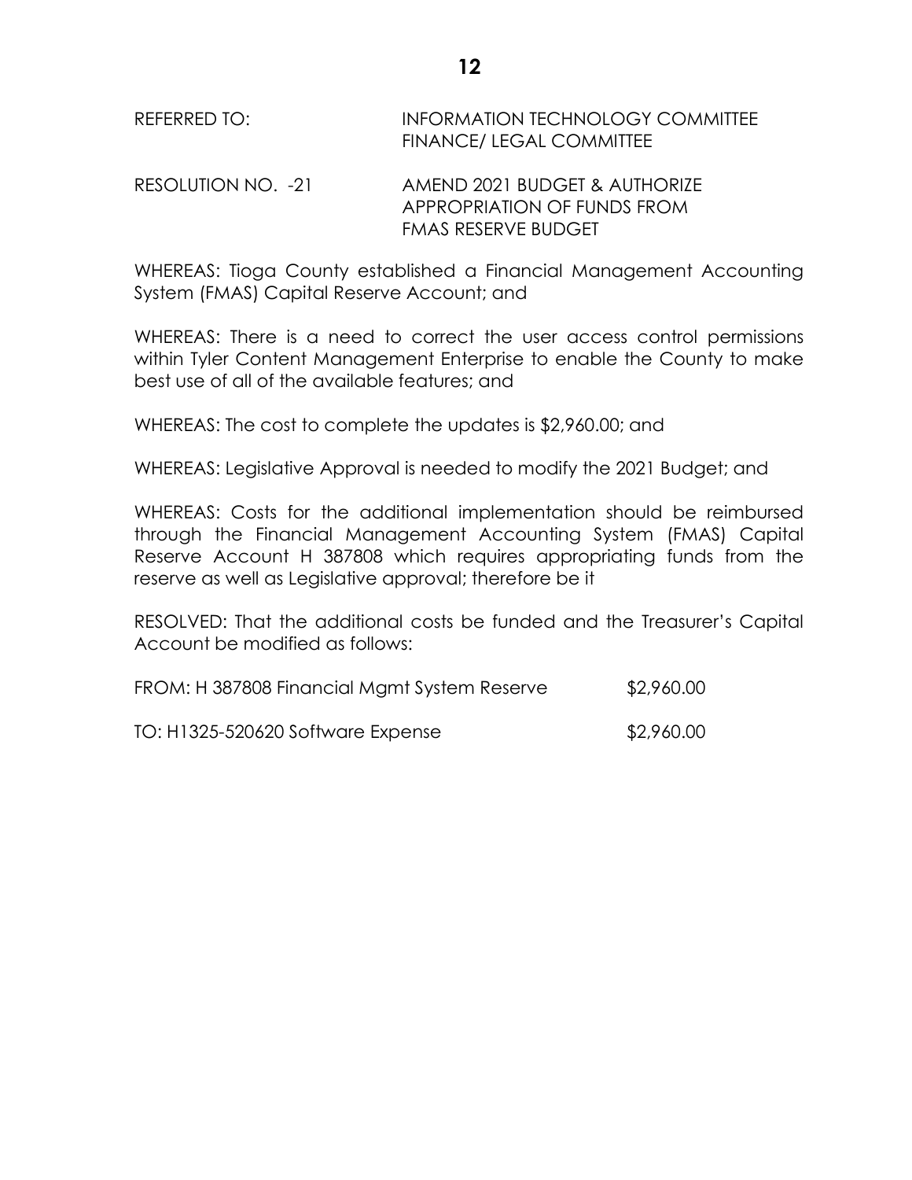REFERRED TO: INFORMATION TECHNOLOGY COMMITTEE
FINANCE/ LEGAL COMMITTEE

RESOLUTION NO. -21 AMEND 2021 BUDGET & AUTHORIZE APPROPRIATION OF FUNDS FROM FMAS RESERVE BUDGET

WHEREAS: Tioga County established a Financial Management Accounting System (FMAS) Capital Reserve Account; and

WHEREAS: There is a need to correct the user access control permissions within Tyler Content Management Enterprise to enable the County to make best use of all of the available features; and

WHEREAS: The cost to complete the updates is $2,960.00; and

WHEREAS: Legislative Approval is needed to modify the 2021 Budget; and

WHEREAS: Costs for the additional implementation should be reimbursed through the Financial Management Accounting System (FMAS) Capital Reserve Account H 387808 which requires appropriating funds from the reserve as well as Legislative approval; therefore be it

RESOLVED: That the additional costs be funded and the Treasurer's Capital Account be modified as follows:

FROM: H 387808 Financial Mgmt System Reserve $2,960.00

TO: H1325-520620 Software Expense $2,960.00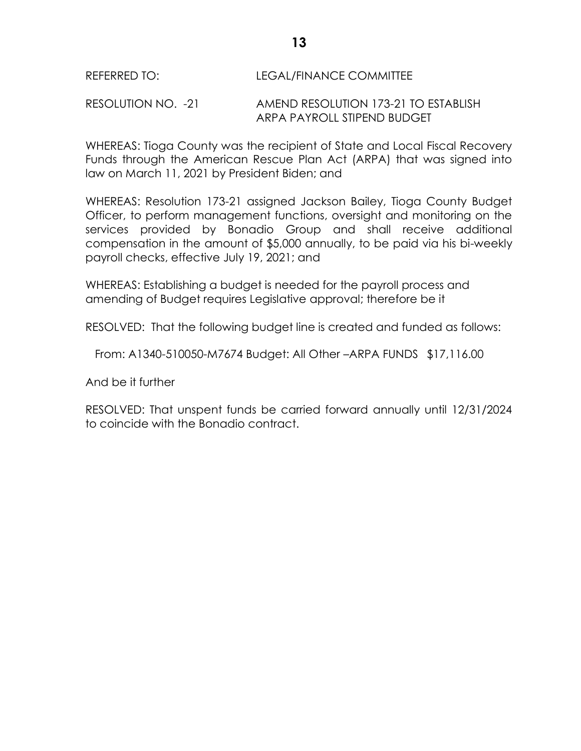REFERRED TO: LEGAL/FINANCE COMMITTEE

RESOLUTION NO. -21 AMEND RESOLUTION 173-21 TO ESTABLISH ARPA PAYROLL STIPEND BUDGET

WHEREAS: Tioga County was the recipient of State and Local Fiscal Recovery Funds through the American Rescue Plan Act (ARPA) that was signed into law on March 11, 2021 by President Biden; and

WHEREAS: Resolution 173-21 assigned Jackson Bailey, Tioga County Budget Officer, to perform management functions, oversight and monitoring on the services provided by Bonadio Group and shall receive additional compensation in the amount of $5,000 annually, to be paid via his bi-weekly payroll checks, effective July 19, 2021; and

WHEREAS: Establishing a budget is needed for the payroll process and amending of Budget requires Legislative approval; therefore be it

RESOLVED: That the following budget line is created and funded as follows:

From: A1340-510050-M7674 Budget: All Other –ARPA FUNDS $17,116.00

And be it further

RESOLVED: That unspent funds be carried forward annually until 12/31/2024 to coincide with the Bonadio contract.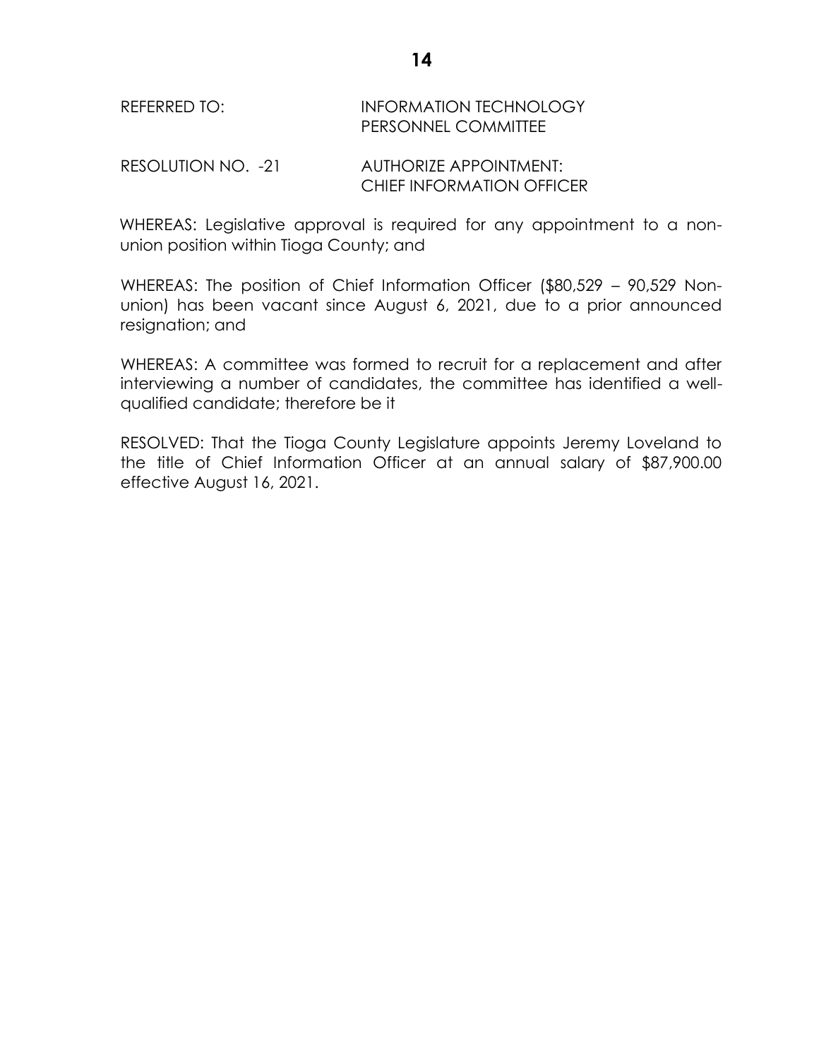REFERRED TO: INFORMATION TECHNOLOGY
PERSONNEL COMMITTEE

RESOLUTION NO. -21 AUTHORIZE APPOINTMENT:
CHIEF INFORMATION OFFICER

WHEREAS: Legislative approval is required for any appointment to a non-union position within Tioga County; and

WHEREAS: The position of Chief Information Officer ($80,529 – 90,529 Non-union) has been vacant since August 6, 2021, due to a prior announced resignation; and

WHEREAS: A committee was formed to recruit for a replacement and after interviewing a number of candidates, the committee has identified a well-qualified candidate; therefore be it

RESOLVED: That the Tioga County Legislature appoints Jeremy Loveland to the title of Chief Information Officer at an annual salary of $87,900.00 effective August 16, 2021.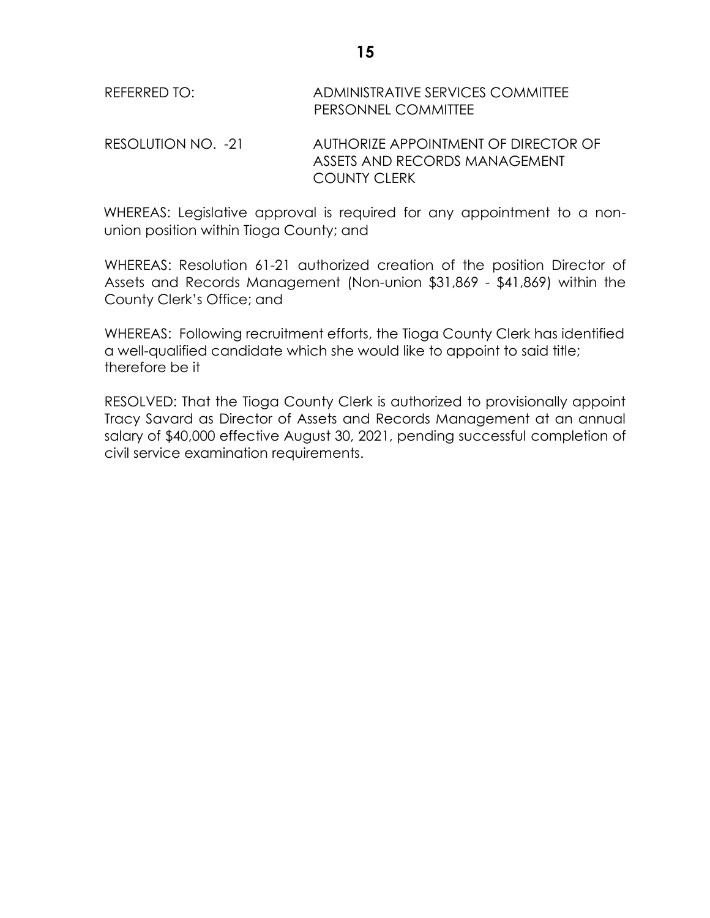REFERRED TO: ADMINISTRATIVE SERVICES COMMITTEE
PERSONNEL COMMITTEE

RESOLUTION NO. -21 AUTHORIZE APPOINTMENT OF DIRECTOR OF ASSETS AND RECORDS MANAGEMENT
COUNTY CLERK

WHEREAS: Legislative approval is required for any appointment to a non-union position within Tioga County; and

WHEREAS: Resolution 61-21 authorized creation of the position Director of Assets and Records Management (Non-union $31,869 - $41,869) within the County Clerk's Office; and

WHEREAS: Following recruitment efforts, the Tioga County Clerk has identified a well-qualified candidate which she would like to appoint to said title; therefore be it

RESOLVED: That the Tioga County Clerk is authorized to provisionally appoint Tracy Savard as Director of Assets and Records Management at an annual salary of $40,000 effective August 30, 2021, pending successful completion of civil service examination requirements.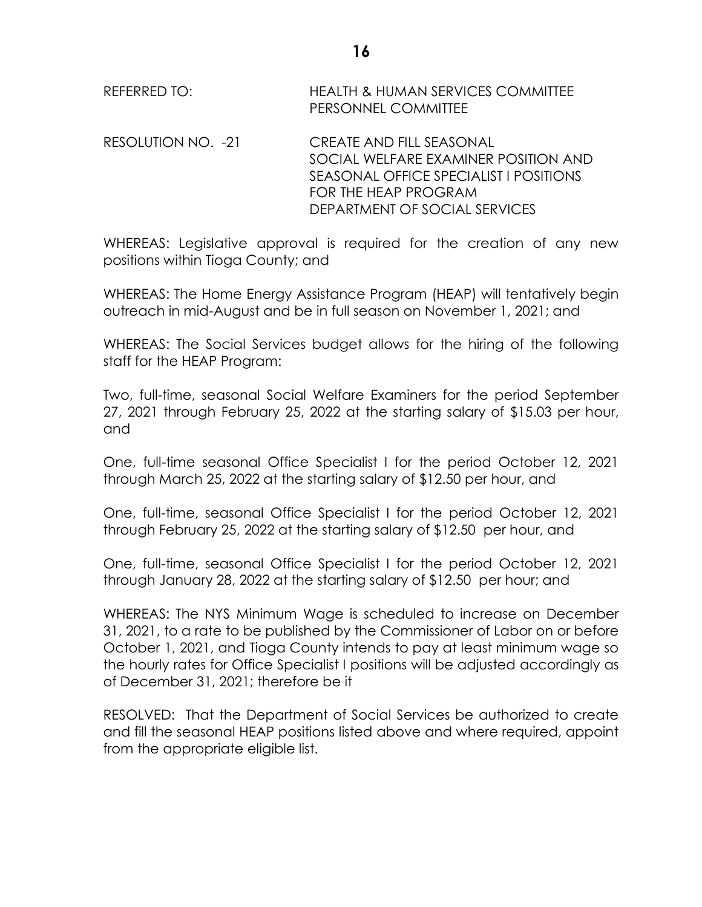REFERRED TO: HEALTH & HUMAN SERVICES COMMITTEE
PERSONNEL COMMITTEE

RESOLUTION NO. -21 CREATE AND FILL SEASONAL SOCIAL WELFARE EXAMINER POSITION AND SEASONAL OFFICE SPECIALIST I POSITIONS FOR THE HEAP PROGRAM DEPARTMENT OF SOCIAL SERVICES

WHEREAS: Legislative approval is required for the creation of any new positions within Tioga County; and

WHEREAS: The Home Energy Assistance Program (HEAP) will tentatively begin outreach in mid-August and be in full season on November 1, 2021; and

WHEREAS: The Social Services budget allows for the hiring of the following staff for the HEAP Program:

Two, full-time, seasonal Social Welfare Examiners for the period September 27, 2021 through February 25, 2022 at the starting salary of $15.03 per hour, and

One, full-time seasonal Office Specialist I for the period October 12, 2021 through March 25, 2022 at the starting salary of $12.50 per hour, and

One, full-time, seasonal Office Specialist I for the period October 12, 2021 through February 25, 2022 at the starting salary of $12.50 per hour, and

One, full-time, seasonal Office Specialist I for the period October 12, 2021 through January 28, 2022 at the starting salary of $12.50 per hour; and

WHEREAS: The NYS Minimum Wage is scheduled to increase on December 31, 2021, to a rate to be published by the Commissioner of Labor on or before October 1, 2021, and Tioga County intends to pay at least minimum wage so the hourly rates for Office Specialist I positions will be adjusted accordingly as of December 31, 2021; therefore be it

RESOLVED: That the Department of Social Services be authorized to create and fill the seasonal HEAP positions listed above and where required, appoint from the appropriate eligible list.